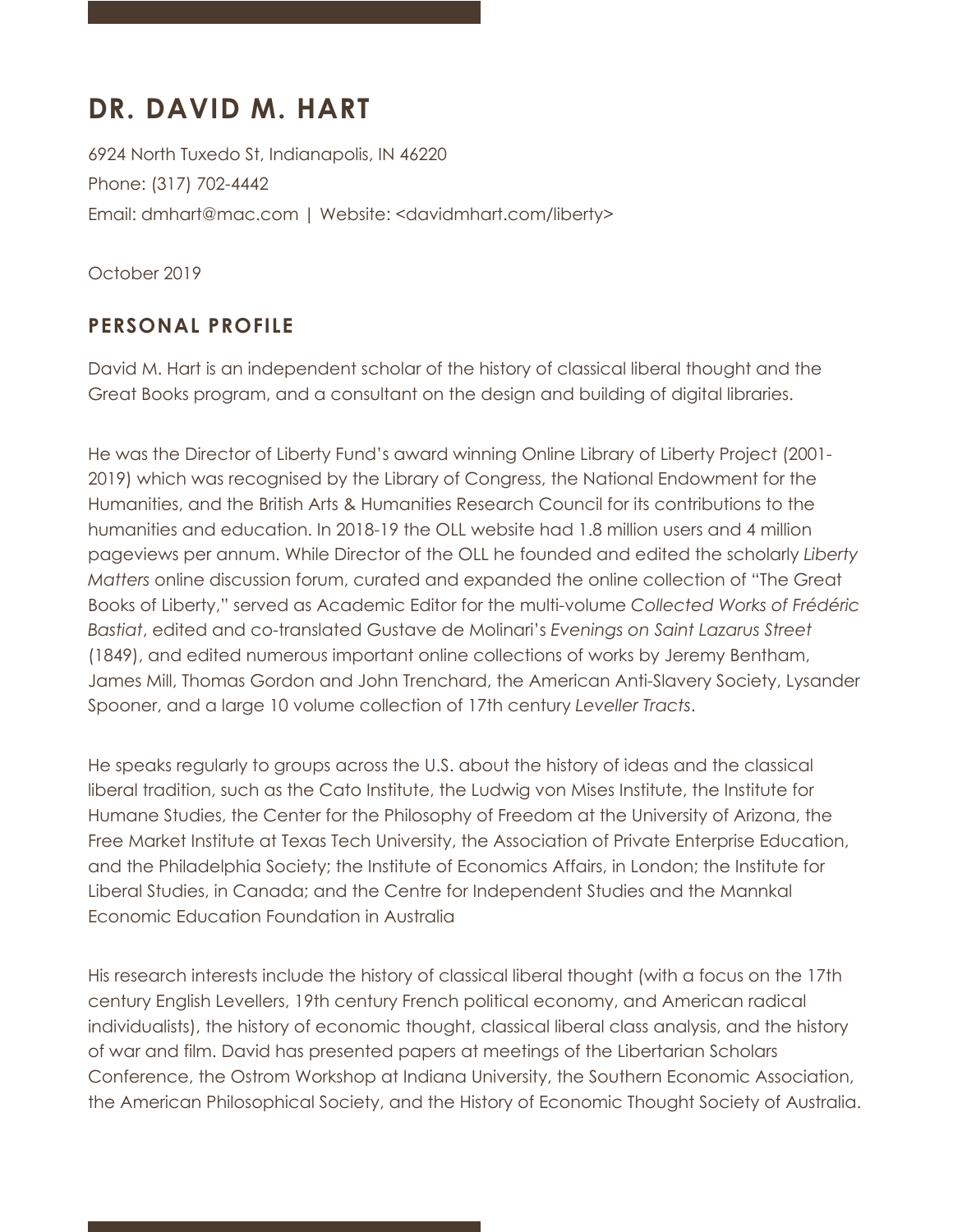# DR. DAVID M. HART

6924 North Tuxedo St, Indianapolis, IN 46220

Phone: (317) 702-4442

Email: dmhart@mac.com | Website: <davidmhart.com/liberty>

October 2019

## PERSONAL PROFILE

David M. Hart is an independent scholar of the history of classical liberal thought and the Great Books program, and a consultant on the design and building of digital libraries.

He was the Director of Liberty Fund's award winning Online Library of Liberty Project (2001-2019) which was recognised by the Library of Congress, the National Endowment for the Humanities, and the British Arts & Humanities Research Council for its contributions to the humanities and education. In 2018-19 the OLL website had 1.8 million users and 4 million pageviews per annum. While Director of the OLL he founded and edited the scholarly *Liberty Matters* online discussion forum, curated and expanded the online collection of "The Great Books of Liberty," served as Academic Editor for the multi-volume *Collected Works of Frédéric Bastiat*, edited and co-translated Gustave de Molinari's *Evenings on Saint Lazarus Street* (1849), and edited numerous important online collections of works by Jeremy Bentham, James Mill, Thomas Gordon and John Trenchard, the American Anti-Slavery Society, Lysander Spooner, and a large 10 volume collection of 17th century *Leveller Tracts*.

He speaks regularly to groups across the U.S. about the history of ideas and the classical liberal tradition, such as the Cato Institute, the Ludwig von Mises Institute, the Institute for Humane Studies, the Center for the Philosophy of Freedom at the University of Arizona, the Free Market Institute at Texas Tech University, the Association of Private Enterprise Education, and the Philadelphia Society; the Institute of Economics Affairs, in London; the Institute for Liberal Studies, in Canada; and the Centre for Independent Studies and the Mannkal Economic Education Foundation in Australia

His research interests include the history of classical liberal thought (with a focus on the 17th century English Levellers, 19th century French political economy, and American radical individualists), the history of economic thought, classical liberal class analysis, and the history of war and film. David has presented papers at meetings of the Libertarian Scholars Conference, the Ostrom Workshop at Indiana University, the Southern Economic Association, the American Philosophical Society, and the History of Economic Thought Society of Australia.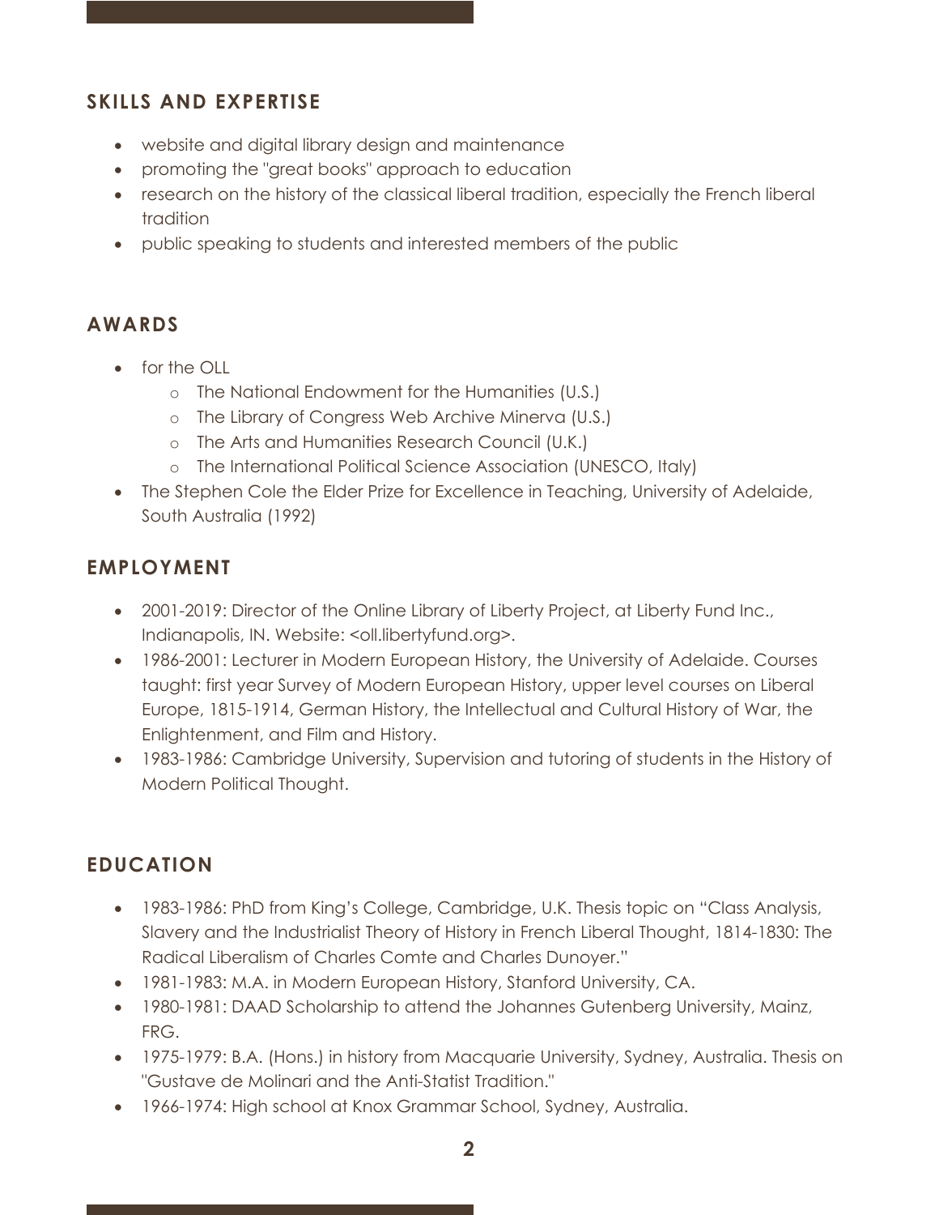## SKILLS AND EXPERTISE

- website and digital library design and maintenance
- promoting the "great books" approach to education
- research on the history of the classical liberal tradition, especially the French liberal tradition
- public speaking to students and interested members of the public

## AWARDS

- for the OLL
    - The National Endowment for the Humanities (U.S.)
    - The Library of Congress Web Archive Minerva (U.S.)
    - The Arts and Humanities Research Council (U.K.)
    - The International Political Science Association (UNESCO, Italy)
- The Stephen Cole the Elder Prize for Excellence in Teaching, University of Adelaide, South Australia (1992)

## EMPLOYMENT

- 2001-2019: Director of the Online Library of Liberty Project, at Liberty Fund Inc., Indianapolis, IN. Website: <oll.libertyfund.org>.
- 1986-2001: Lecturer in Modern European History, the University of Adelaide. Courses taught: first year Survey of Modern European History, upper level courses on Liberal Europe, 1815-1914, German History, the Intellectual and Cultural History of War, the Enlightenment, and Film and History.
- 1983-1986: Cambridge University, Supervision and tutoring of students in the History of Modern Political Thought.

## EDUCATION

- 1983-1986: PhD from King's College, Cambridge, U.K. Thesis topic on "Class Analysis, Slavery and the Industrialist Theory of History in French Liberal Thought, 1814-1830: The Radical Liberalism of Charles Comte and Charles Dunoyer."
- 1981-1983: M.A. in Modern European History, Stanford University, CA.
- 1980-1981: DAAD Scholarship to attend the Johannes Gutenberg University, Mainz, FRG.
- 1975-1979: B.A. (Hons.) in history from Macquarie University, Sydney, Australia. Thesis on "Gustave de Molinari and the Anti-Statist Tradition."
- 1966-1974: High school at Knox Grammar School, Sydney, Australia.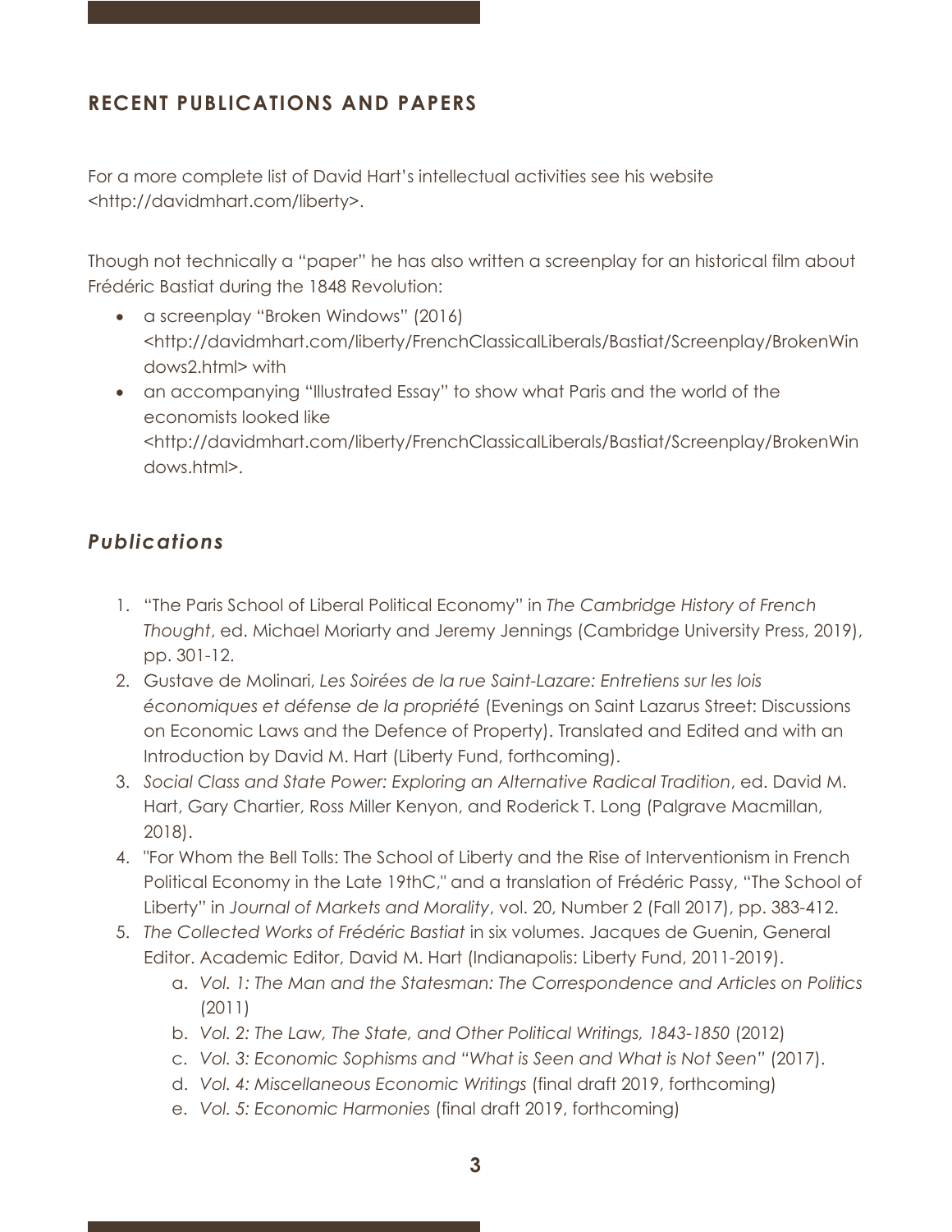## RECENT PUBLICATIONS AND PAPERS

For a more complete list of David Hart's intellectual activities see his website <http://davidmhart.com/liberty>.

Though not technically a "paper" he has also written a screenplay for an historical film about Frédéric Bastiat during the 1848 Revolution:

- a screenplay "Broken Windows" (2016) <http://davidmhart.com/liberty/FrenchClassicalLiberals/Bastiat/Screenplay/BrokenWindows2.html> with
- an accompanying "Illustrated Essay" to show what Paris and the world of the economists looked like <http://davidmhart.com/liberty/FrenchClassicalLiberals/Bastiat/Screenplay/BrokenWindows.html>.

### *Publications*

1. "The Paris School of Liberal Political Economy" in *The Cambridge History of French Thought*, ed. Michael Moriarty and Jeremy Jennings (Cambridge University Press, 2019), pp. 301-12.
2. Gustave de Molinari, *Les Soirées de la rue Saint-Lazare: Entretiens sur les lois économiques et défense de la propriété* (Evenings on Saint Lazarus Street: Discussions on Economic Laws and the Defence of Property). Translated and Edited and with an Introduction by David M. Hart (Liberty Fund, forthcoming).
3. *Social Class and State Power: Exploring an Alternative Radical Tradition*, ed. David M. Hart, Gary Chartier, Ross Miller Kenyon, and Roderick T. Long (Palgrave Macmillan, 2018).
4. "For Whom the Bell Tolls: The School of Liberty and the Rise of Interventionism in French Political Economy in the Late 19thC," and a translation of Frédéric Passy, "The School of Liberty" in *Journal of Markets and Morality*, vol. 20, Number 2 (Fall 2017), pp. 383-412.
5. *The Collected Works of Frédéric Bastiat* in six volumes. Jacques de Guenin, General Editor. Academic Editor, David M. Hart (Indianapolis: Liberty Fund, 2011-2019).
   a. *Vol. 1: The Man and the Statesman: The Correspondence and Articles on Politics* (2011)
   b. *Vol. 2: The Law, The State, and Other Political Writings, 1843-1850* (2012)
   c. *Vol. 3: Economic Sophisms and "What is Seen and What is Not Seen"* (2017).
   d. *Vol. 4: Miscellaneous Economic Writings* (final draft 2019, forthcoming)
   e. *Vol. 5: Economic Harmonies* (final draft 2019, forthcoming)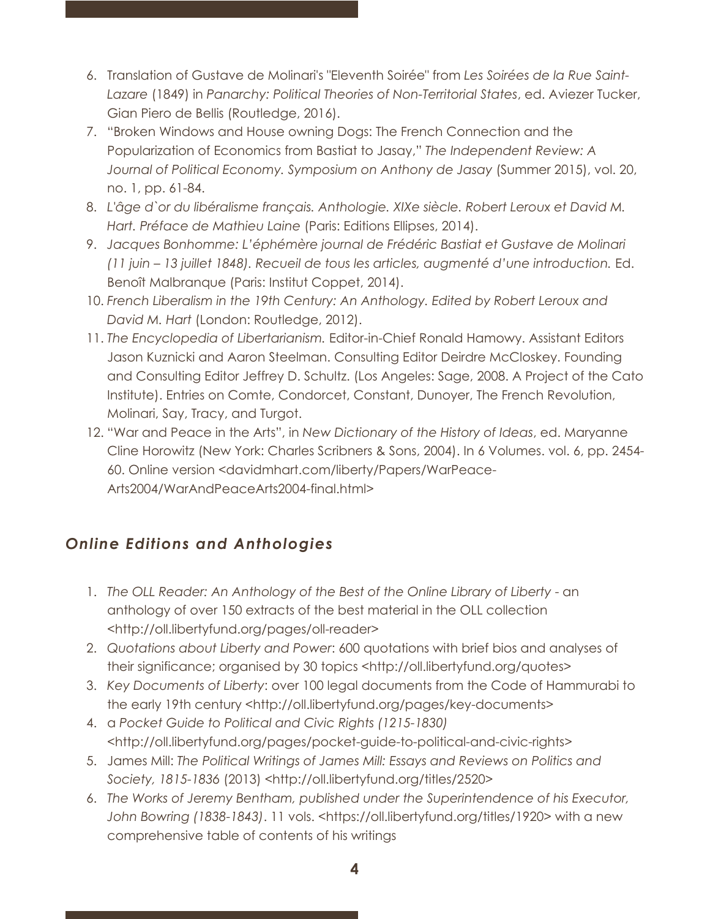6. Translation of Gustave de Molinari's "Eleventh Soirée" from *Les Soirées de la Rue Saint-Lazare* (1849) in *Panarchy: Political Theories of Non-Territorial States*, ed. Aviezer Tucker, Gian Piero de Bellis (Routledge, 2016).
7. "Broken Windows and House owning Dogs: The French Connection and the Popularization of Economics from Bastiat to Jasay," *The Independent Review: A Journal of Political Economy. Symposium on Anthony de Jasay* (Summer 2015), vol. 20, no. 1, pp. 61-84.
8. *L'âge d`or du libéralisme français. Anthologie. XIXe siècle. Robert Leroux et David M. Hart. Préface de Mathieu Laine* (Paris: Editions Ellipses, 2014).
9. *Jacques Bonhomme: L'éphémère journal de Frédéric Bastiat et Gustave de Molinari (11 juin – 13 juillet 1848). Recueil de tous les articles, augmenté d'une introduction.* Ed. Benoît Malbranque (Paris: Institut Coppet, 2014).
10. *French Liberalism in the 19th Century: An Anthology. Edited by Robert Leroux and David M. Hart* (London: Routledge, 2012).
11. *The Encyclopedia of Libertarianism.* Editor-in-Chief Ronald Hamowy. Assistant Editors Jason Kuznicki and Aaron Steelman. Consulting Editor Deirdre McCloskey. Founding and Consulting Editor Jeffrey D. Schultz. (Los Angeles: Sage, 2008. A Project of the Cato Institute). Entries on Comte, Condorcet, Constant, Dunoyer, The French Revolution, Molinari, Say, Tracy, and Turgot.
12. "War and Peace in the Arts", in *New Dictionary of the History of Ideas*, ed. Maryanne Cline Horowitz (New York: Charles Scribners & Sons, 2004). In 6 Volumes. vol. 6, pp. 2454-60. Online version <davidmhart.com/liberty/Papers/WarPeace-Arts2004/WarAndPeaceArts2004-final.html>

## *Online Editions and Anthologies*

1. *The OLL Reader: An Anthology of the Best of the Online Library of Liberty* - an anthology of over 150 extracts of the best material in the OLL collection <http://oll.libertyfund.org/pages/oll-reader>
2. *Quotations about Liberty and Power*: 600 quotations with brief bios and analyses of their significance; organised by 30 topics <http://oll.libertyfund.org/quotes>
3. *Key Documents of Liberty*: over 100 legal documents from the Code of Hammurabi to the early 19th century <http://oll.libertyfund.org/pages/key-documents>
4. a *Pocket Guide to Political and Civic Rights (1215-1830)* <http://oll.libertyfund.org/pages/pocket-guide-to-political-and-civic-rights>
5. James Mill: *The Political Writings of James Mill: Essays and Reviews on Politics and Society, 1815-1836* (2013) <http://oll.libertyfund.org/titles/2520>
6. *The Works of Jeremy Bentham, published under the Superintendence of his Executor, John Bowring (1838-1843)*. 11 vols. <https://oll.libertyfund.org/titles/1920> with a new comprehensive table of contents of his writings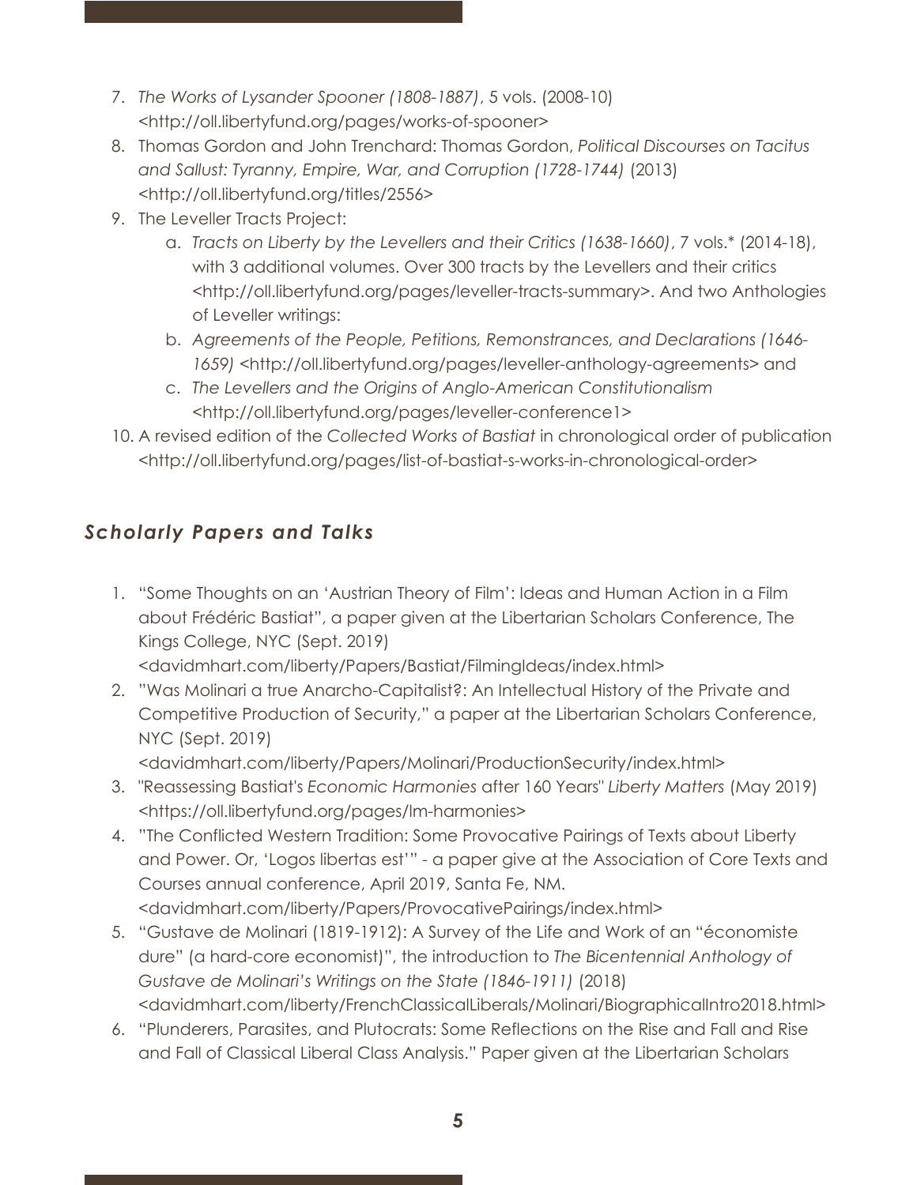7. *The Works of Lysander Spooner (1808-1887)*, 5 vols. (2008-10) <http://oll.libertyfund.org/pages/works-of-spooner>
8. Thomas Gordon and John Trenchard: Thomas Gordon, *Political Discourses on Tacitus and Sallust: Tyranny, Empire, War, and Corruption (1728-1744)* (2013) <http://oll.libertyfund.org/titles/2556>
9. The Leveller Tracts Project:
    a. *Tracts on Liberty by the Levellers and their Critics (1638-1660)*, 7 vols.* (2014-18), with 3 additional volumes. Over 300 tracts by the Levellers and their critics <http://oll.libertyfund.org/pages/leveller-tracts-summary>. And two Anthologies of Leveller writings:
    b. *Agreements of the People, Petitions, Remonstrances, and Declarations (1646-1659)* <http://oll.libertyfund.org/pages/leveller-anthology-agreements> and
    c. *The Levellers and the Origins of Anglo-American Constitutionalism* <http://oll.libertyfund.org/pages/leveller-conference1>
10. A revised edition of the *Collected Works of Bastiat* in chronological order of publication <http://oll.libertyfund.org/pages/list-of-bastiat-s-works-in-chronological-order>

## *Scholarly Papers and Talks*

1. "Some Thoughts on an 'Austrian Theory of Film': Ideas and Human Action in a Film about Frédéric Bastiat", a paper given at the Libertarian Scholars Conference, The Kings College, NYC (Sept. 2019) <davidmhart.com/liberty/Papers/Bastiat/FilmingIdeas/index.html>
2. "Was Molinari a true Anarcho-Capitalist?: An Intellectual History of the Private and Competitive Production of Security," a paper at the Libertarian Scholars Conference, NYC (Sept. 2019) <davidmhart.com/liberty/Papers/Molinari/ProductionSecurity/index.html>
3. "Reassessing Bastiat's *Economic Harmonies* after 160 Years" *Liberty Matters* (May 2019) <https://oll.libertyfund.org/pages/lm-harmonies>
4. "The Conflicted Western Tradition: Some Provocative Pairings of Texts about Liberty and Power. Or, 'Logos libertas est'" - a paper give at the Association of Core Texts and Courses annual conference, April 2019, Santa Fe, NM. <davidmhart.com/liberty/Papers/ProvocativePairings/index.html>
5. "Gustave de Molinari (1819-1912): A Survey of the Life and Work of an "économiste dure" (a hard-core economist)", the introduction to *The Bicentennial Anthology of Gustave de Molinari's Writings on the State (1846-1911)* (2018) <davidmhart.com/liberty/FrenchClassicalLiberals/Molinari/BiographicalIntro2018.html>
6. "Plunderers, Parasites, and Plutocrats: Some Reflections on the Rise and Fall and Rise and Fall of Classical Liberal Class Analysis." Paper given at the Libertarian Scholars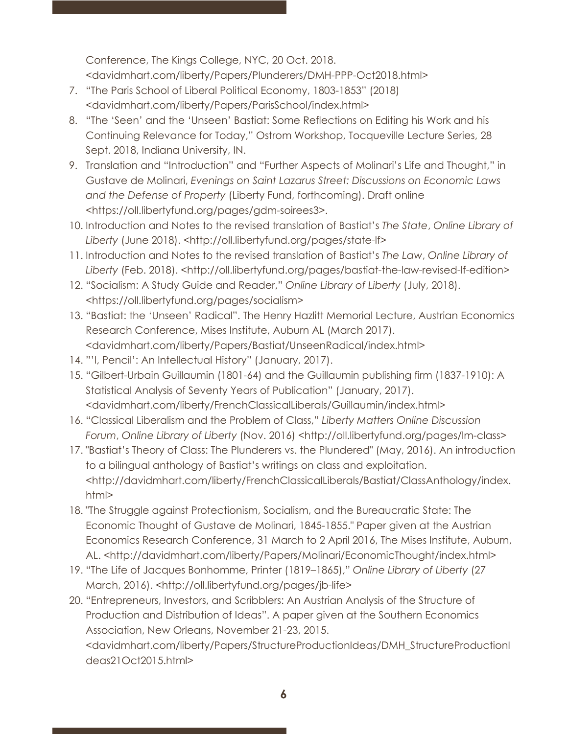Conference, The Kings College, NYC, 20 Oct. 2018. <davidmhart.com/liberty/Papers/Plunderers/DMH-PPP-Oct2018.html>

7. "The Paris School of Liberal Political Economy, 1803-1853" (2018) <davidmhart.com/liberty/Papers/ParisSchool/index.html>
8. "The 'Seen' and the 'Unseen' Bastiat: Some Reflections on Editing his Work and his Continuing Relevance for Today," Ostrom Workshop, Tocqueville Lecture Series, 28 Sept. 2018, Indiana University, IN.
9. Translation and "Introduction" and "Further Aspects of Molinari's Life and Thought," in Gustave de Molinari, *Evenings on Saint Lazarus Street: Discussions on Economic Laws and the Defense of Property* (Liberty Fund, forthcoming). Draft online <https://oll.libertyfund.org/pages/gdm-soirees3>.
10. Introduction and Notes to the revised translation of Bastiat's *The State*, *Online Library of Liberty* (June 2018). <http://oll.libertyfund.org/pages/state-lf>
11. Introduction and Notes to the revised translation of Bastiat's *The Law*, *Online Library of Liberty* (Feb. 2018). <http://oll.libertyfund.org/pages/bastiat-the-law-revised-lf-edition>
12. "Socialism: A Study Guide and Reader," *Online Library of Liberty* (July, 2018). <https://oll.libertyfund.org/pages/socialism>
13. "Bastiat: the 'Unseen' Radical". The Henry Hazlitt Memorial Lecture, Austrian Economics Research Conference, Mises Institute, Auburn AL (March 2017). <davidmhart.com/liberty/Papers/Bastiat/UnseenRadical/index.html>
14. "'I, Pencil': An Intellectual History" (January, 2017).
15. "Gilbert-Urbain Guillaumin (1801-64) and the Guillaumin publishing firm (1837-1910): A Statistical Analysis of Seventy Years of Publication" (January, 2017). <davidmhart.com/liberty/FrenchClassicalLiberals/Guillaumin/index.html>
16. "Classical Liberalism and the Problem of Class," *Liberty Matters Online Discussion Forum*, *Online Library of Liberty* (Nov. 2016) <http://oll.libertyfund.org/pages/lm-class>
17. "Bastiat's Theory of Class: The Plunderers vs. the Plundered" (May, 2016). An introduction to a bilingual anthology of Bastiat's writings on class and exploitation. <http://davidmhart.com/liberty/FrenchClassicalLiberals/Bastiat/ClassAnthology/index.html>
18. "The Struggle against Protectionism, Socialism, and the Bureaucratic State: The Economic Thought of Gustave de Molinari, 1845-1855." Paper given at the Austrian Economics Research Conference, 31 March to 2 April 2016, The Mises Institute, Auburn, AL. <http://davidmhart.com/liberty/Papers/Molinari/EconomicThought/index.html>
19. "The Life of Jacques Bonhomme, Printer (1819–1865)," *Online Library of Liberty* (27 March, 2016). <http://oll.libertyfund.org/pages/jb-life>
20. "Entrepreneurs, Investors, and Scribblers: An Austrian Analysis of the Structure of Production and Distribution of Ideas". A paper given at the Southern Economics Association, New Orleans, November 21-23, 2015. <davidmhart.com/liberty/Papers/StructureProductionIdeas/DMH_StructureProductionIdeas21Oct2015.html>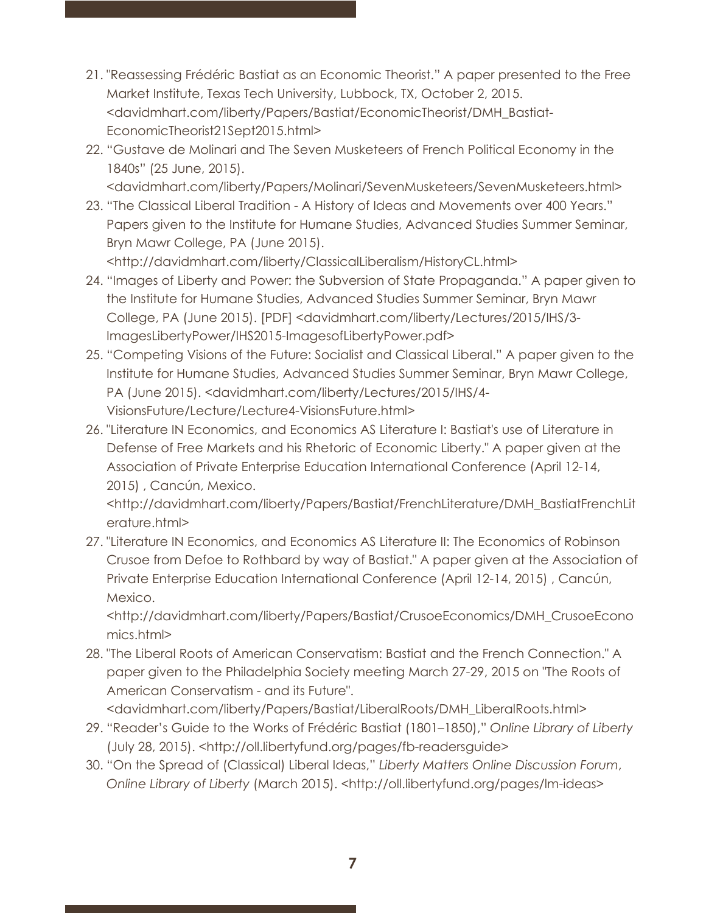21. "Reassessing Frédéric Bastiat as an Economic Theorist." A paper presented to the Free Market Institute, Texas Tech University, Lubbock, TX, October 2, 2015. <davidmhart.com/liberty/Papers/Bastiat/EconomicTheorist/DMH_Bastiat-EconomicTheorist21Sept2015.html>
22. "Gustave de Molinari and The Seven Musketeers of French Political Economy in the 1840s" (25 June, 2015). <davidmhart.com/liberty/Papers/Molinari/SevenMusketeers/SevenMusketeers.html>
23. "The Classical Liberal Tradition - A History of Ideas and Movements over 400 Years." Papers given to the Institute for Humane Studies, Advanced Studies Summer Seminar, Bryn Mawr College, PA (June 2015). <http://davidmhart.com/liberty/ClassicalLiberalism/HistoryCL.html>
24. "Images of Liberty and Power: the Subversion of State Propaganda." A paper given to the Institute for Humane Studies, Advanced Studies Summer Seminar, Bryn Mawr College, PA (June 2015). [PDF] <davidmhart.com/liberty/Lectures/2015/IHS/3-ImagesLibertyPower/IHS2015-ImagesofLibertyPower.pdf>
25. "Competing Visions of the Future: Socialist and Classical Liberal." A paper given to the Institute for Humane Studies, Advanced Studies Summer Seminar, Bryn Mawr College, PA (June 2015). <davidmhart.com/liberty/Lectures/2015/IHS/4-VisionsFuture/Lecture/Lecture4-VisionsFuture.html>
26. "Literature IN Economics, and Economics AS Literature I: Bastiat's use of Literature in Defense of Free Markets and his Rhetoric of Economic Liberty." A paper given at the Association of Private Enterprise Education International Conference (April 12-14, 2015) , Cancún, Mexico. <http://davidmhart.com/liberty/Papers/Bastiat/FrenchLiterature/DMH_BastiatFrenchLiterature.html>
27. "Literature IN Economics, and Economics AS Literature II: The Economics of Robinson Crusoe from Defoe to Rothbard by way of Bastiat." A paper given at the Association of Private Enterprise Education International Conference (April 12-14, 2015) , Cancún, Mexico. <http://davidmhart.com/liberty/Papers/Bastiat/CrusoeEconomics/DMH_CrusoeEconomics.html>
28. "The Liberal Roots of American Conservatism: Bastiat and the French Connection." A paper given to the Philadelphia Society meeting March 27-29, 2015 on "The Roots of American Conservatism - and its Future". <davidmhart.com/liberty/Papers/Bastiat/LiberalRoots/DMH_LiberalRoots.html>
29. "Reader's Guide to the Works of Frédéric Bastiat (1801–1850)," *Online Library of Liberty* (July 28, 2015). <http://oll.libertyfund.org/pages/fb-readersguide>
30. "On the Spread of (Classical) Liberal Ideas," *Liberty Matters Online Discussion Forum*, *Online Library of Liberty* (March 2015). <http://oll.libertyfund.org/pages/lm-ideas>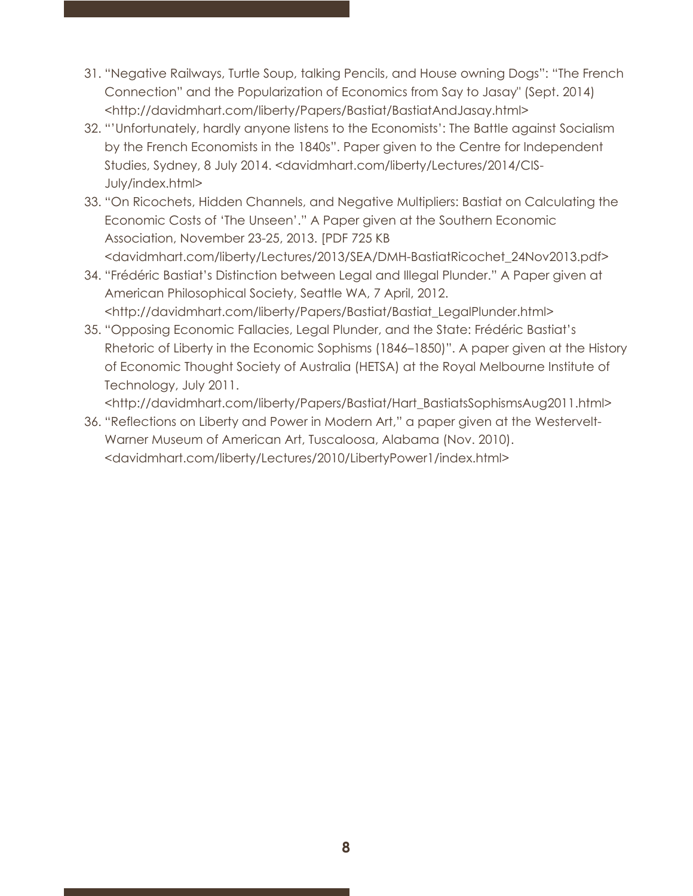31. "Negative Railways, Turtle Soup, talking Pencils, and House owning Dogs": "The French Connection" and the Popularization of Economics from Say to Jasay" (Sept. 2014) <http://davidmhart.com/liberty/Papers/Bastiat/BastiatAndJasay.html>
32. "'Unfortunately, hardly anyone listens to the Economists': The Battle against Socialism by the French Economists in the 1840s". Paper given to the Centre for Independent Studies, Sydney, 8 July 2014. <davidmhart.com/liberty/Lectures/2014/CIS-July/index.html>
33. "On Ricochets, Hidden Channels, and Negative Multipliers: Bastiat on Calculating the Economic Costs of 'The Unseen'." A Paper given at the Southern Economic Association, November 23-25, 2013. [PDF 725 KB <davidmhart.com/liberty/Lectures/2013/SEA/DMH-BastiatRicochet_24Nov2013.pdf>
34. "Frédéric Bastiat's Distinction between Legal and Illegal Plunder." A Paper given at American Philosophical Society, Seattle WA, 7 April, 2012. <http://davidmhart.com/liberty/Papers/Bastiat/Bastiat_LegalPlunder.html>
35. "Opposing Economic Fallacies, Legal Plunder, and the State: Frédéric Bastiat's Rhetoric of Liberty in the Economic Sophisms (1846–1850)". A paper given at the History of Economic Thought Society of Australia (HETSA) at the Royal Melbourne Institute of Technology, July 2011. <http://davidmhart.com/liberty/Papers/Bastiat/Hart_BastiatsSophismsAug2011.html>
36. "Reflections on Liberty and Power in Modern Art," a paper given at the Westervelt-Warner Museum of American Art, Tuscaloosa, Alabama (Nov. 2010). <davidmhart.com/liberty/Lectures/2010/LibertyPower1/index.html>